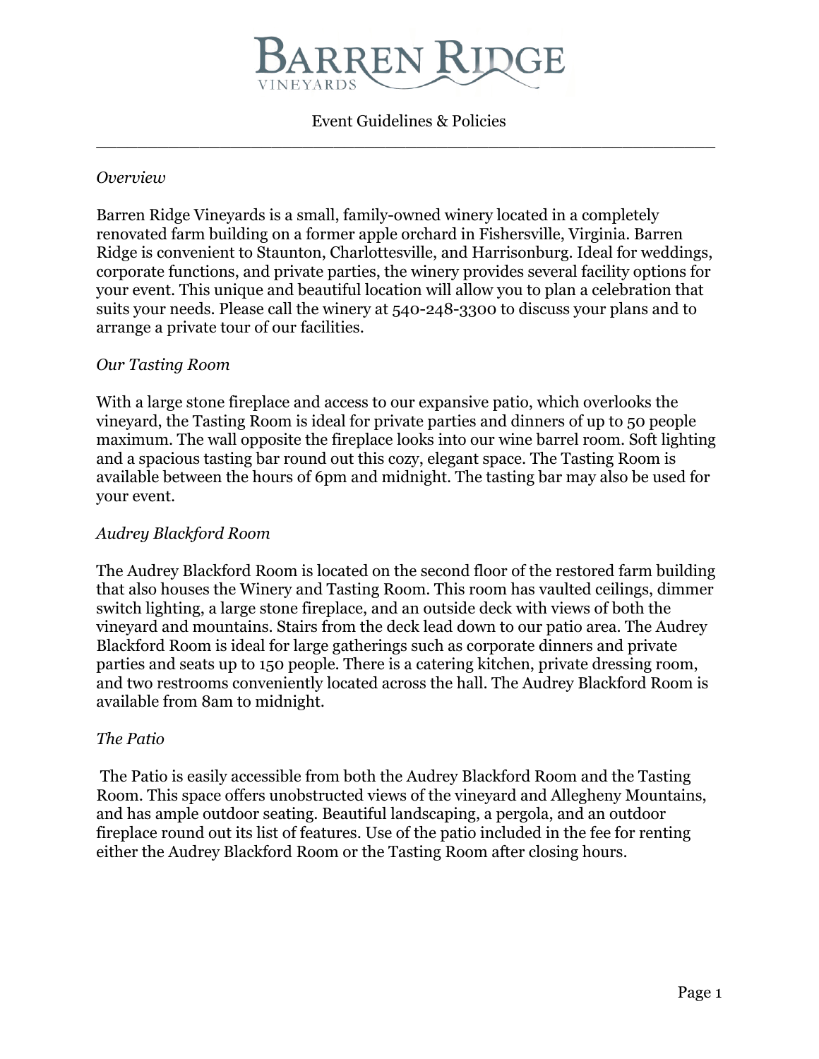# Barren Ridge Vineyards

Event Guidelines & Policies

---

*Overview*

Barren Ridge Vineyards is a small, family-owned winery located in a completely renovated farm building on a former apple orchard in Fishersville, Virginia. Barren Ridge is convenient to Staunton, Charlottesville, and Harrisonburg. Ideal for weddings, corporate functions, and private parties, the winery provides several facility options for your event. This unique and beautiful location will allow you to plan a celebration that suits your needs. Please call the winery at 540-248-3300 to discuss your plans and to arrange a private tour of our facilities.

*Our Tasting Room*

With a large stone fireplace and access to our expansive patio, which overlooks the vineyard, the Tasting Room is ideal for private parties and dinners of up to 50 people maximum. The wall opposite the fireplace looks into our wine barrel room. Soft lighting and a spacious tasting bar round out this cozy, elegant space. The Tasting Room is available between the hours of 6pm and midnight. The tasting bar may also be used for your event.

*Audrey Blackford Room*

The Audrey Blackford Room is located on the second floor of the restored farm building that also houses the Winery and Tasting Room. This room has vaulted ceilings, dimmer switch lighting, a large stone fireplace, and an outside deck with views of both the vineyard and mountains. Stairs from the deck lead down to our patio area. The Audrey Blackford Room is ideal for large gatherings such as corporate dinners and private parties and seats up to 150 people. There is a catering kitchen, private dressing room, and two restrooms conveniently located across the hall. The Audrey Blackford Room is available from 8am to midnight.

*The Patio*

The Patio is easily accessible from both the Audrey Blackford Room and the Tasting Room. This space offers unobstructed views of the vineyard and Allegheny Mountains, and has ample outdoor seating. Beautiful landscaping, a pergola, and an outdoor fireplace round out its list of features. Use of the patio included in the fee for renting either the Audrey Blackford Room or the Tasting Room after closing hours.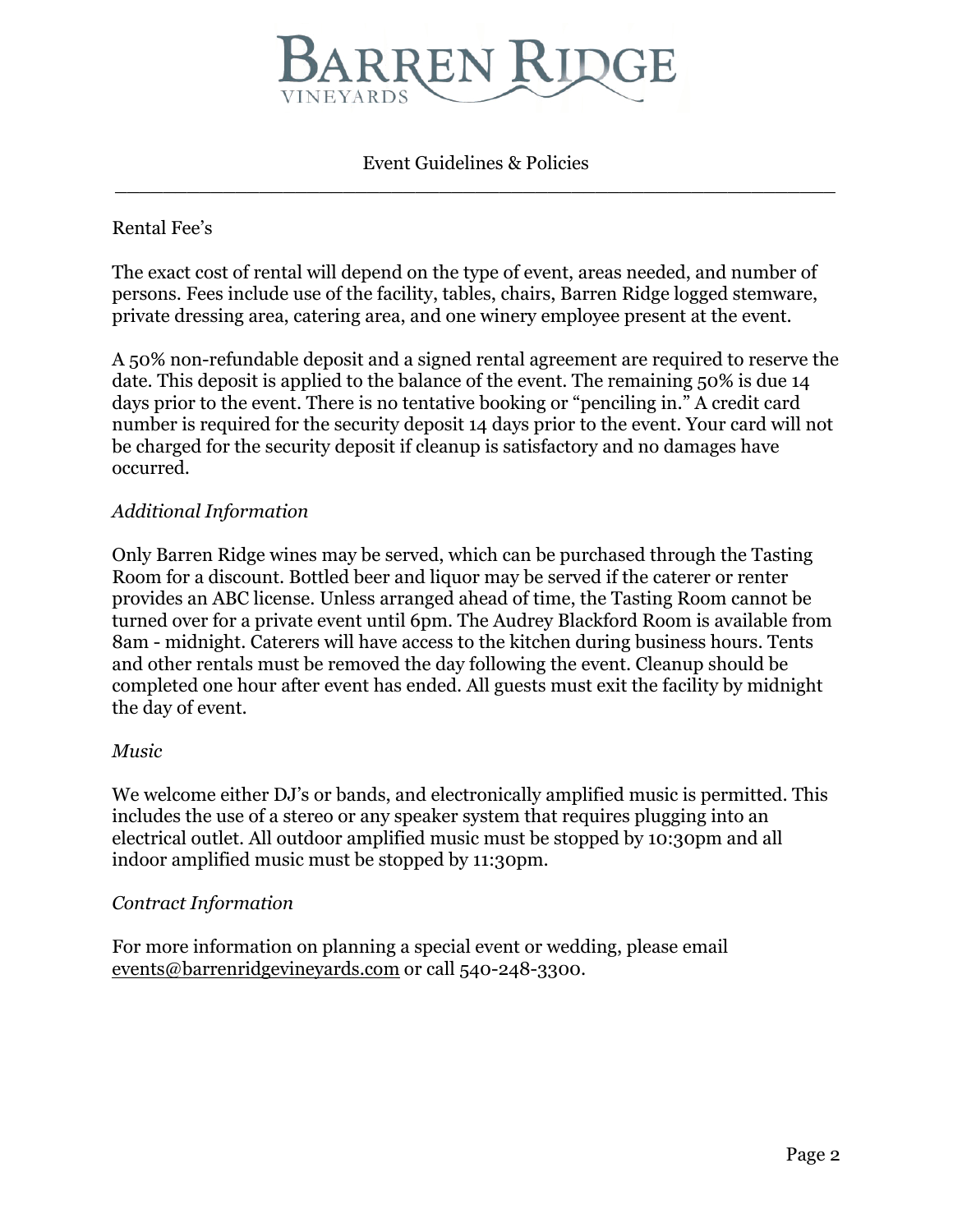# BARREN RIDGE VINEYARDS

Event Guidelines & Policies

---

Rental Fee's

The exact cost of rental will depend on the type of event, areas needed, and number of persons. Fees include use of the facility, tables, chairs, Barren Ridge logged stemware, private dressing area, catering area, and one winery employee present at the event.

A 50% non-refundable deposit and a signed rental agreement are required to reserve the date. This deposit is applied to the balance of the event. The remaining 50% is due 14 days prior to the event. There is no tentative booking or "penciling in." A credit card number is required for the security deposit 14 days prior to the event. Your card will not be charged for the security deposit if cleanup is satisfactory and no damages have occurred.

*Additional Information*

Only Barren Ridge wines may be served, which can be purchased through the Tasting Room for a discount. Bottled beer and liquor may be served if the caterer or renter provides an ABC license. Unless arranged ahead of time, the Tasting Room cannot be turned over for a private event until 6pm. The Audrey Blackford Room is available from 8am - midnight. Caterers will have access to the kitchen during business hours. Tents and other rentals must be removed the day following the event. Cleanup should be completed one hour after event has ended. All guests must exit the facility by midnight the day of event.

*Music*

We welcome either DJ's or bands, and electronically amplified music is permitted. This includes the use of a stereo or any speaker system that requires plugging into an electrical outlet. All outdoor amplified music must be stopped by 10:30pm and all indoor amplified music must be stopped by 11:30pm.

*Contract Information*

For more information on planning a special event or wedding, please email events@barrenridgevineyards.com or call 540-248-3300.